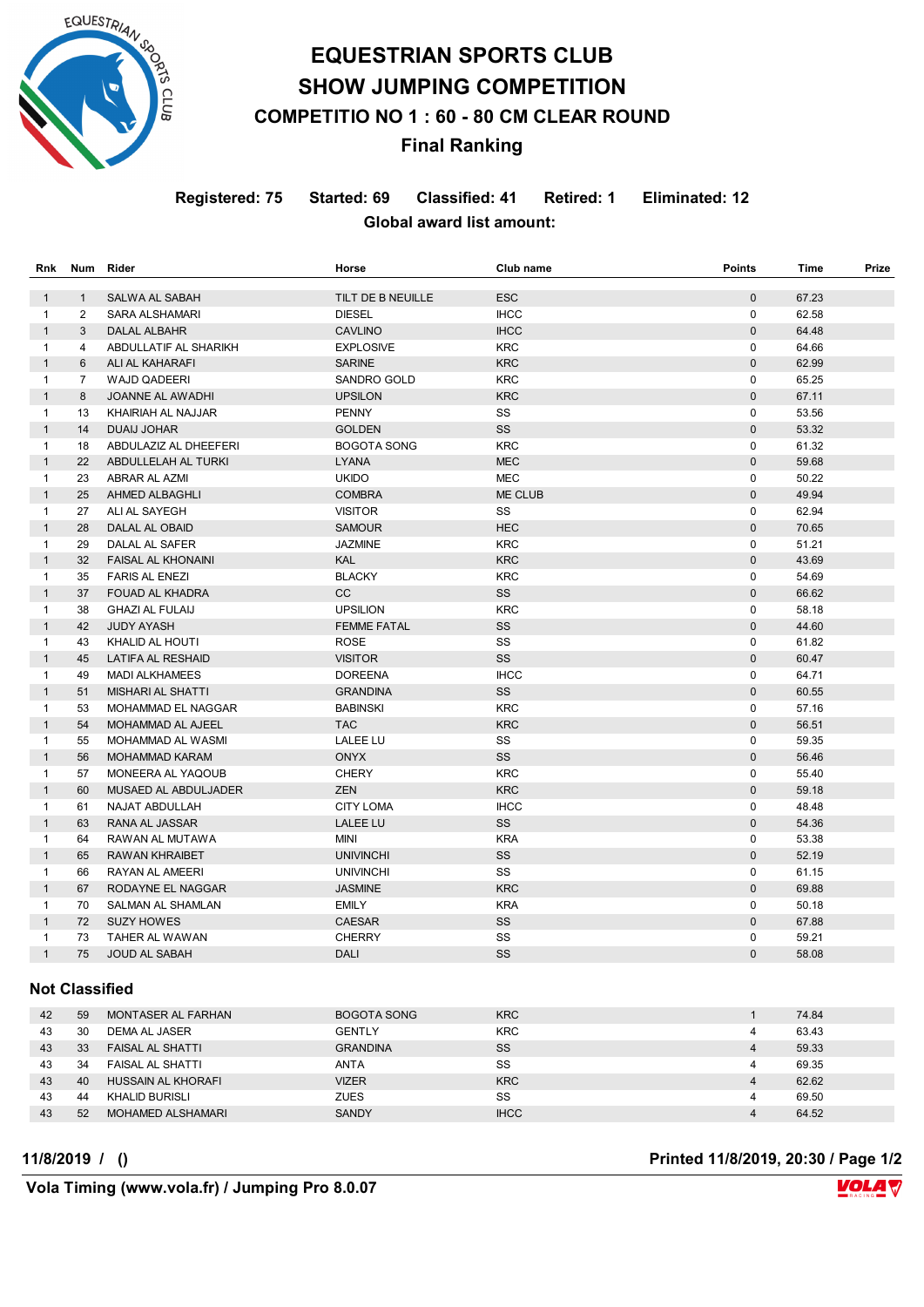# EQUESTRIAN SPORTS CLUB
# SHOW JUMPING COMPETITION
## COMPETITIO NO 1 : 60 - 80 CM CLEAR ROUND
### Final Ranking

**Registered: 75 Started: 69 Classified: 41 Retired: 1 Eliminated: 12**

**Global award list amount:**

| Rnk | Num | Rider | Horse | Club name | Points | Time | Prize |
|---|---|---|---|---|---|---|---|
| 1 | 1 | SALWA AL SABAH | TILT DE B NEUILLE | ESC | 0 | 67.23 | |
| 1 | 2 | SARA ALSHAMARI | DIESEL | IHCC | 0 | 62.58 | |
| 1 | 3 | DALAL ALBAHR | CAVLINO | IHCC | 0 | 64.48 | |
| 1 | 4 | ABDULLATIF AL SHARIKH | EXPLOSIVE | KRC | 0 | 64.66 | |
| 1 | 6 | ALI AL KAHARAFI | SARINE | KRC | 0 | 62.99 | |
| 1 | 7 | WAJD QADEERI | SANDRO GOLD | KRC | 0 | 65.25 | |
| 1 | 8 | JOANNE AL AWADHI | UPSILON | KRC | 0 | 67.11 | |
| 1 | 13 | KHAIRIAH AL NAJJAR | PENNY | SS | 0 | 53.56 | |
| 1 | 14 | DUAIJ JOHAR | GOLDEN | SS | 0 | 53.32 | |
| 1 | 18 | ABDULAZIZ AL DHEEFERI | BOGOTA SONG | KRC | 0 | 61.32 | |
| 1 | 22 | ABDULLELAH AL TURKI | LYANA | MEC | 0 | 59.68 | |
| 1 | 23 | ABRAR AL AZMI | UKIDO | MEC | 0 | 50.22 | |
| 1 | 25 | AHMED ALBAGHLI | COMBRA | ME CLUB | 0 | 49.94 | |
| 1 | 27 | ALI AL SAYEGH | VISITOR | SS | 0 | 62.94 | |
| 1 | 28 | DALAL AL OBAID | SAMOUR | HEC | 0 | 70.65 | |
| 1 | 29 | DALAL AL SAFER | JAZMINE | KRC | 0 | 51.21 | |
| 1 | 32 | FAISAL AL KHONAINI | KAL | KRC | 0 | 43.69 | |
| 1 | 35 | FARIS AL ENEZI | BLACKY | KRC | 0 | 54.69 | |
| 1 | 37 | FOUAD AL KHADRA | CC | SS | 0 | 66.62 | |
| 1 | 38 | GHAZI AL FULAIJ | UPSILION | KRC | 0 | 58.18 | |
| 1 | 42 | JUDY AYASH | FEMME FATAL | SS | 0 | 44.60 | |
| 1 | 43 | KHALID AL HOUTI | ROSE | SS | 0 | 61.82 | |
| 1 | 45 | LATIFA AL RESHAID | VISITOR | SS | 0 | 60.47 | |
| 1 | 49 | MADI ALKHAMEES | DOREENA | IHCC | 0 | 64.71 | |
| 1 | 51 | MISHARI AL SHATTI | GRANDINA | SS | 0 | 60.55 | |
| 1 | 53 | MOHAMMAD EL NAGGAR | BABINSKI | KRC | 0 | 57.16 | |
| 1 | 54 | MOHAMMAD AL AJEEL | TAC | KRC | 0 | 56.51 | |
| 1 | 55 | MOHAMMAD AL WASMI | LALEE LU | SS | 0 | 59.35 | |
| 1 | 56 | MOHAMMAD KARAM | ONYX | SS | 0 | 56.46 | |
| 1 | 57 | MONEERA AL YAQOUB | CHERY | KRC | 0 | 55.40 | |
| 1 | 60 | MUSAED AL ABDULJADER | ZEN | KRC | 0 | 59.18 | |
| 1 | 61 | NAJAT ABDULLAH | CITY LOMA | IHCC | 0 | 48.48 | |
| 1 | 63 | RANA AL JASSAR | LALEE LU | SS | 0 | 54.36 | |
| 1 | 64 | RAWAN AL MUTAWA | MINI | KRA | 0 | 53.38 | |
| 1 | 65 | RAWAN KHRAIBET | UNIVINCHI | SS | 0 | 52.19 | |
| 1 | 66 | RAYAN AL AMEERI | UNIVINCHI | SS | 0 | 61.15 | |
| 1 | 67 | RODAYNE EL NAGGAR | JASMINE | KRC | 0 | 69.88 | |
| 1 | 70 | SALMAN AL SHAMLAN | EMILY | KRA | 0 | 50.18 | |
| 1 | 72 | SUZY HOWES | CAESAR | SS | 0 | 67.88 | |
| 1 | 73 | TAHER AL WAWAN | CHERRY | SS | 0 | 59.21 | |
| 1 | 75 | JOUD AL SABAH | DALI | SS | 0 | 58.08 | |

### Not Classified

| Rnk | Num | Rider | Horse | Club name | Points | Time | Prize |
|---|---|---|---|---|---|---|---|
| 42 | 59 | MONTASER AL FARHAN | BOGOTA SONG | KRC | 1 | 74.84 | |
| 43 | 30 | DEMA AL JASER | GENTLY | KRC | 4 | 63.43 | |
| 43 | 33 | FAISAL AL SHATTI | GRANDINA | SS | 4 | 59.33 | |
| 43 | 34 | FAISAL AL SHATTI | ANTA | SS | 4 | 69.35 | |
| 43 | 40 | HUSSAIN AL KHORAFI | VIZER | KRC | 4 | 62.62 | |
| 43 | 44 | KHALID BURISLI | ZUES | SS | 4 | 69.50 | |
| 43 | 52 | MOHAMED ALSHAMARI | SANDY | IHCC | 4 | 64.52 | |

**11/8/2019 / ()** **Printed 11/8/2019, 20:30**

**Vola Timing (www.vola.fr) / Jumping Pro 8.0.07**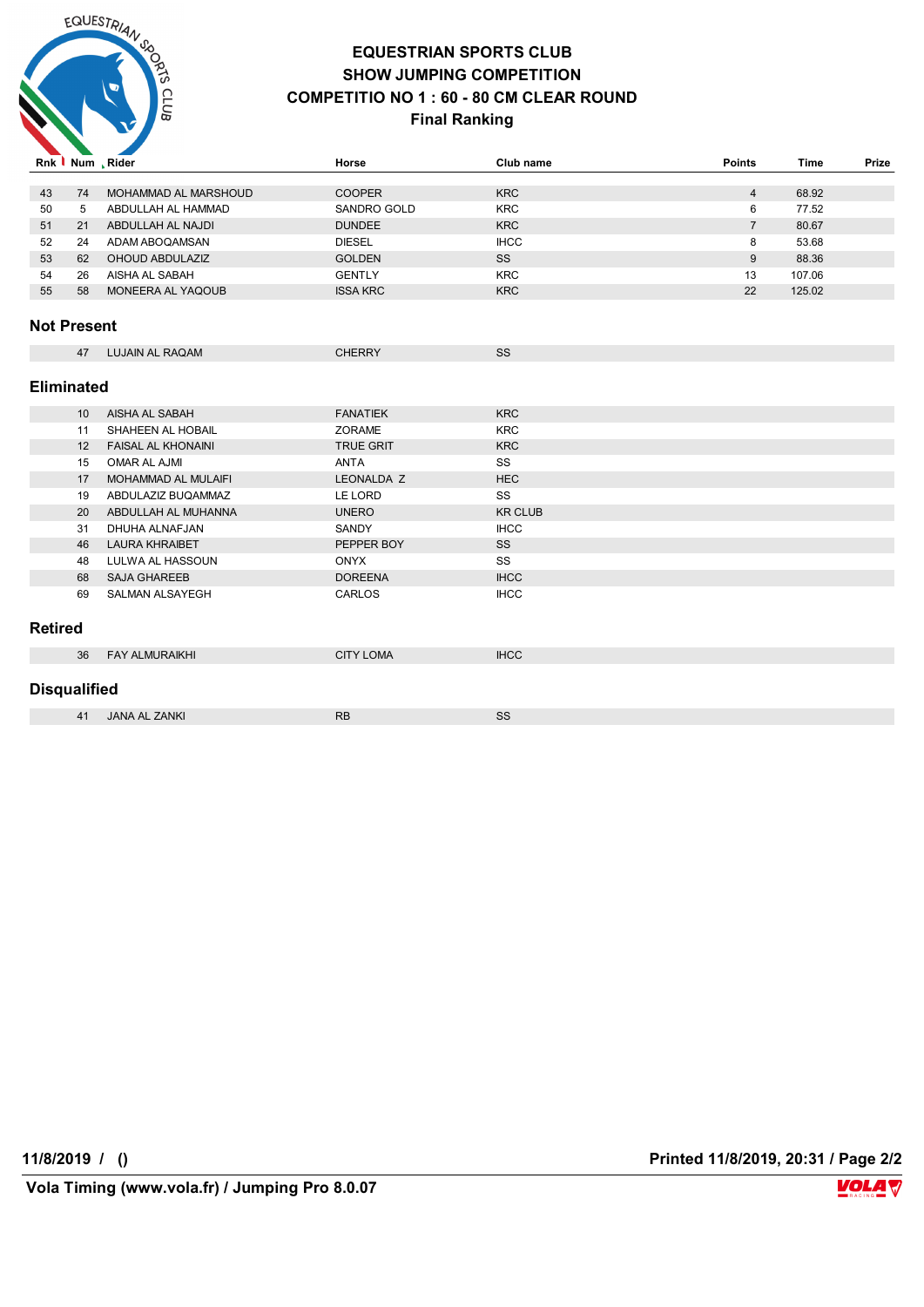# EQUESTRIAN SPORTS CLUB
## SHOW JUMPING COMPETITION
## COMPETITIO NO 1 : 60 - 80 CM CLEAR ROUND
### Final Ranking

| Rnk | Num | Rider | Horse | Club name | Points | Time | Prize |
|---|---|---|---|---|---|---|---|
| 43 | 74 | MOHAMMAD AL MARSHOUD | COOPER | KRC | 4 | 68.92 | |
| 50 | 5 | ABDULLAH AL HAMMAD | SANDRO GOLD | KRC | 6 | 77.52 | |
| 51 | 21 | ABDULLAH AL NAJDI | DUNDEE | KRC | 7 | 80.67 | |
| 52 | 24 | ADAM ABOQAMSAN | DIESEL | IHCC | 8 | 53.68 | |
| 53 | 62 | OHOUD ABDULAZIZ | GOLDEN | SS | 9 | 88.36 | |
| 54 | 26 | AISHA AL SABAH | GENTLY | KRC | 13 | 107.06 | |
| 55 | 58 | MONEERA AL YAQOUB | ISSA KRC | KRC | 22 | 125.02 | |

## Not Present

| Num | Rider | Horse | Club name |
|---|---|---|---|
| 47 | LUJAIN AL RAQAM | CHERRY | SS |

## Eliminated

| Num | Rider | Horse | Club name |
|---|---|---|---|
| 10 | AISHA AL SABAH | FANATIEK | KRC |
| 11 | SHAHEEN AL HOBAIL | ZORAME | KRC |
| 12 | FAISAL AL KHONAINI | TRUE GRIT | KRC |
| 15 | OMAR AL AJMI | ANTA | SS |
| 17 | MOHAMMAD AL MULAIFI | LEONALDA Z | HEC |
| 19 | ABDULAZIZ BUQAMMAZ | LE LORD | SS |
| 20 | ABDULLAH AL MUHANNA | UNERO | KR CLUB |
| 31 | DHUHA ALNAFJAN | SANDY | IHCC |
| 46 | LAURA KHRAIBET | PEPPER BOY | SS |
| 48 | LULWA AL HASSOUN | ONYX | SS |
| 68 | SAJA GHAREEB | DOREENA | IHCC |
| 69 | SALMAN ALSAYEGH | CARLOS | IHCC |

## Retired

| Num | Rider | Horse | Club name |
|---|---|---|---|
| 36 | FAY ALMURAIKHI | CITY LOMA | IHCC |

## Disqualified

| Num | Rider | Horse | Club name |
|---|---|---|---|
| 41 | JANA AL ZANKI | RB | SS |

**11/8/2019 / ()** **Printed 11/8/2019, 20:31**

**Vola Timing (www.vola.fr) / Jumping Pro 8.0.07**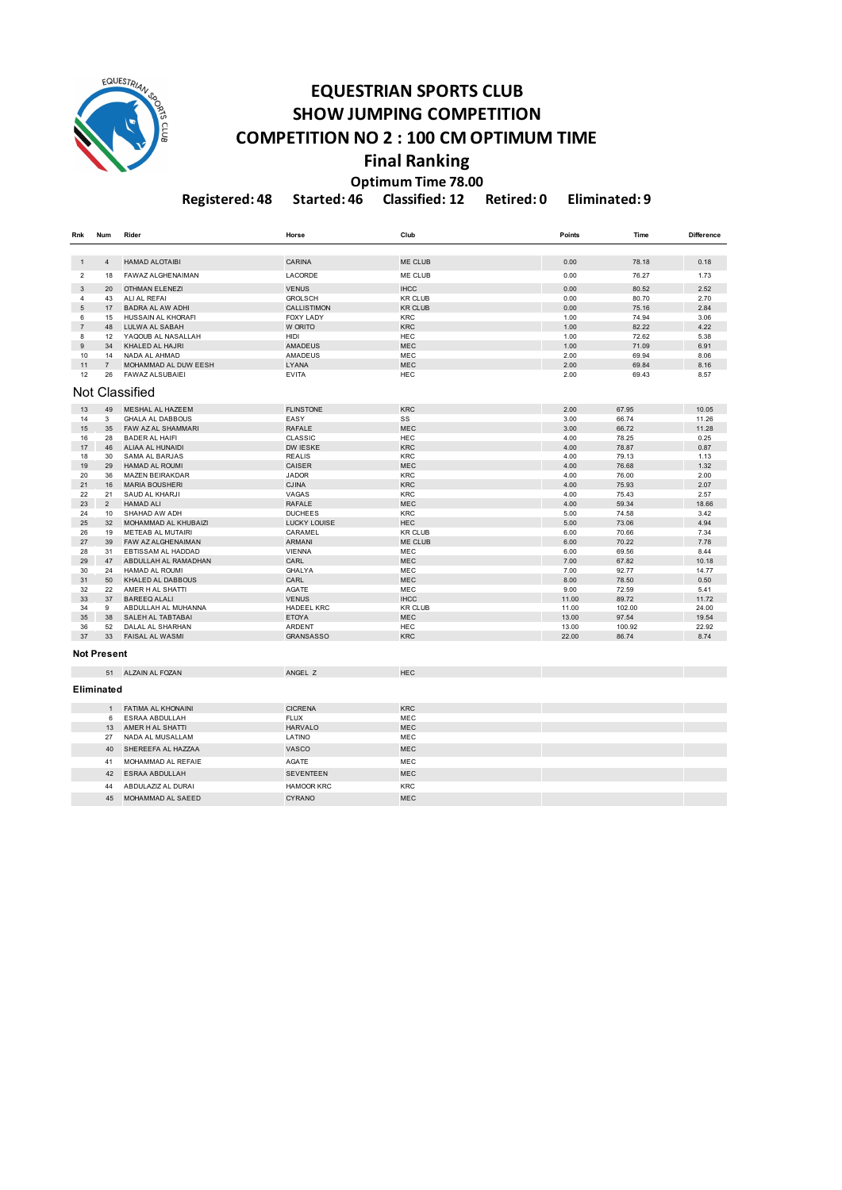# EQUESTRIAN SPORTS CLUB

# SHOW JUMPING COMPETITION

# COMPETITION NO 2 : 100 CM OPTIMUM TIME

## Final Ranking

### Optimum Time 78.00

**Registered: 48    Started: 46    Classified: 12    Retired: 0    Eliminated: 9**

| Rnk | Num | Rider | Horse | Club | Points | Time | Difference |
|---|---|---|---|---|---|---|---|
| 1 | 4 | HAMAD ALOTAIBI | CARINA | ME CLUB | 0.00 | 78.18 | 0.18 |
| 2 | 18 | FAWAZ ALGHENAIMAN | LACORDE | ME CLUB | 0.00 | 76.27 | 1.73 |
| 3 | 20 | OTHMAN ELENEZI | VENUS | IHCC | 0.00 | 80.52 | 2.52 |
| 4 | 43 | ALI AL REFAI | GROLSCH | KR CLUB | 0.00 | 80.70 | 2.70 |
| 5 | 17 | BADRA AL AW ADHI | CALLISTIMON | KR CLUB | 0.00 | 75.16 | 2.84 |
| 6 | 15 | HUSSAIN AL KHORAFI | FOXY LADY | KRC | 1.00 | 74.94 | 3.06 |
| 7 | 48 | LULWA AL SABAH | W ORITO | KRC | 1.00 | 82.22 | 4.22 |
| 8 | 12 | YAQOUB AL NASALLAH | HIDI | HEC | 1.00 | 72.62 | 5.38 |
| 9 | 34 | KHALED AL HAJRI | AMADEUS | MEC | 1.00 | 71.09 | 6.91 |
| 10 | 14 | NADA AL AHMAD | AMADEUS | MEC | 2.00 | 69.94 | 8.06 |
| 11 | 7 | MOHAMMAD AL DUW EESH | LYANA | MEC | 2.00 | 69.84 | 8.16 |
| 12 | 26 | FAWAZ ALSUBAIEI | EVITA | HEC | 2.00 | 69.43 | 8.57 |

## Not Classified

| Rnk | Num | Rider | Horse | Club | Points | Time | Difference |
|---|---|---|---|---|---|---|---|
| 13 | 49 | MESHAL AL HAZEEM | FLINSTONE | KRC | 2.00 | 67.95 | 10.05 |
| 14 | 3 | GHALA AL DABBOUS | EASY | SS | 3.00 | 66.74 | 11.26 |
| 15 | 35 | FAW AZ AL SHAMMARI | RAFALE | MEC | 3.00 | 66.72 | 11.28 |
| 16 | 28 | BADER AL HAIFI | CLASSIC | HEC | 4.00 | 78.25 | 0.25 |
| 17 | 46 | ALIAA AL HUNAIDI | DW IESKE | KRC | 4.00 | 78.87 | 0.87 |
| 18 | 30 | SAMA AL BARJAS | REALIS | KRC | 4.00 | 79.13 | 1.13 |
| 19 | 29 | HAMAD AL ROUMI | CAISER | MEC | 4.00 | 76.68 | 1.32 |
| 20 | 36 | MAZEN BEIRAKDAR | JADOR | KRC | 4.00 | 76.00 | 2.00 |
| 21 | 16 | MARIA BOUSHERI | CJINA | KRC | 4.00 | 75.93 | 2.07 |
| 22 | 21 | SAUD AL KHARJI | VAGAS | KRC | 4.00 | 75.43 | 2.57 |
| 23 | 2 | HAMAD ALI | RAFALE | MEC | 4.00 | 59.34 | 18.66 |
| 24 | 10 | SHAHAD AW ADH | DUCHEES | KRC | 5.00 | 74.58 | 3.42 |
| 25 | 32 | MOHAMMAD AL KHUBAIZI | LUCKY LOUISE | HEC | 5.00 | 73.06 | 4.94 |
| 26 | 19 | METEAB AL MUTAIRI | CARAMEL | KR CLUB | 6.00 | 70.66 | 7.34 |
| 27 | 39 | FAW AZ ALGHENAIMAN | ARMANI | ME CLUB | 6.00 | 70.22 | 7.78 |
| 28 | 31 | EBTISSAM AL HADDAD | VIENNA | MEC | 6.00 | 69.56 | 8.44 |
| 29 | 47 | ABDULLAH AL RAMADHAN | CARL | MEC | 7.00 | 67.82 | 10.18 |
| 30 | 24 | HAMAD AL ROUMI | GHALYA | MEC | 7.00 | 92.77 | 14.77 |
| 31 | 50 | KHALED AL DABBOUS | CARL | MEC | 8.00 | 78.50 | 0.50 |
| 32 | 22 | AMER H AL SHATTI | AGATE | MEC | 9.00 | 72.59 | 5.41 |
| 33 | 37 | BAREEQ ALALI | VENUS | IHCC | 11.00 | 89.72 | 11.72 |
| 34 | 9 | ABDULLAH AL MUHANNA | HADEEL KRC | KR CLUB | 11.00 | 102.00 | 24.00 |
| 35 | 38 | SALEH AL TABTABAI | ETOYA | MEC | 13.00 | 97.54 | 19.54 |
| 36 | 52 | DALAL AL SHARHAN | ARDENT | HEC | 13.00 | 100.92 | 22.92 |
| 37 | 33 | FAISAL AL WASMI | GRANSASSO | KRC | 22.00 | 86.74 | 8.74 |

### Not Present

| Rnk | Num | Rider | Horse | Club | Points | Time | Difference |
|---|---|---|---|---|---|---|---|
| | 51 | ALZAIN AL FOZAN | ANGEL Z | HEC | | | |

### Eliminated

| Rnk | Num | Rider | Horse | Club | Points | Time | Difference |
|---|---|---|---|---|---|---|---|
| | 1 | FATIMA AL KHONAINI | CICRENA | KRC | | | |
| | 6 | ESRAA ABDULLAH | FLUX | MEC | | | |
| | 13 | AMER H AL SHATTI | HARVALO | MEC | | | |
| | 27 | NADA AL MUSALLAM | LATINO | MEC | | | |
| | 40 | SHEREEFA AL HAZZAA | VASCO | MEC | | | |
| | 41 | MOHAMMAD AL REFAIE | AGATE | MEC | | | |
| | 42 | ESRAA ABDULLAH | SEVENTEEN | MEC | | | |
| | 44 | ABDULAZIZ AL DURAI | HAMOOR KRC | KRC | | | |
| | 45 | MOHAMMAD AL SAEED | CYRANO | MEC | | | |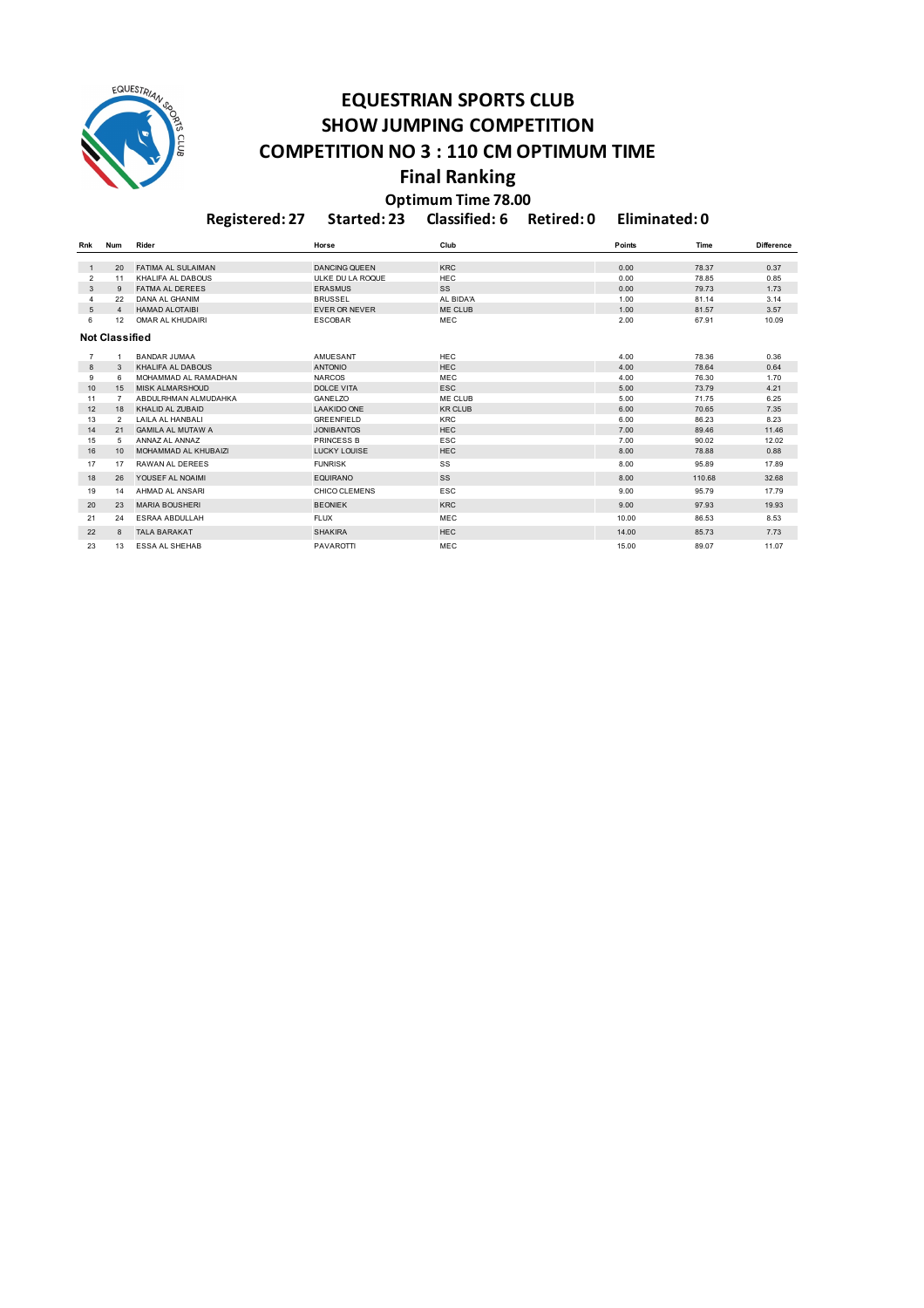# EQUESTRIAN SPORTS CLUB
# SHOW JUMPING COMPETITION
# COMPETITION NO 3 : 110 CM OPTIMUM TIME
## Final Ranking

**Optimum Time 78.00**

**Registered: 27 Started: 23 Classified: 6 Retired: 0 Eliminated: 0**

| Rnk | Num | Rider | Horse | Club | Points | Time | Difference |
|---|---|---|---|---|---|---|---|
| 1 | 20 | FATIMA AL SULAIMAN | DANCING QUEEN | KRC | 0.00 | 78.37 | 0.37 |
| 2 | 11 | KHALIFA AL DABOUS | ULKE DU LA ROQUE | HEC | 0.00 | 78.85 | 0.85 |
| 3 | 9 | FATMA AL DEREES | ERASMUS | SS | 0.00 | 79.73 | 1.73 |
| 4 | 22 | DANA AL GHANIM | BRUSSEL | AL BIDA'A | 1.00 | 81.14 | 3.14 |
| 5 | 4 | HAMAD ALOTAIBI | EVER OR NEVER | ME CLUB | 1.00 | 81.57 | 3.57 |
| 6 | 12 | OMAR AL KHUDAIRI | ESCOBAR | MEC | 2.00 | 67.91 | 10.09 |

**Not Classified**

| Rnk | Num | Rider | Horse | Club | Points | Time | Difference |
|---|---|---|---|---|---|---|---|
| 7 | 1 | BANDAR JUMAA | AMUESANT | HEC | 4.00 | 78.36 | 0.36 |
| 8 | 3 | KHALIFA AL DABOUS | ANTONIO | HEC | 4.00 | 78.64 | 0.64 |
| 9 | 6 | MOHAMMAD AL RAMADHAN | NARCOS | MEC | 4.00 | 76.30 | 1.70 |
| 10 | 15 | MISK ALMARSHOUD | DOLCE VITA | ESC | 5.00 | 73.79 | 4.21 |
| 11 | 7 | ABDULRHMAN ALMUDAHKA | GANELZO | ME CLUB | 5.00 | 71.75 | 6.25 |
| 12 | 18 | KHALID AL ZUBAID | LAAKIDO ONE | KR CLUB | 6.00 | 70.65 | 7.35 |
| 13 | 2 | LAILA AL HANBALI | GREENFIELD | KRC | 6.00 | 86.23 | 8.23 |
| 14 | 21 | GAMILA AL MUTAW A | JONIBANTOS | HEC | 7.00 | 89.46 | 11.46 |
| 15 | 5 | ANNAZ AL ANNAZ | PRINCESS B | ESC | 7.00 | 90.02 | 12.02 |
| 16 | 10 | MOHAMMAD AL KHUBAIZI | LUCKY LOUISE | HEC | 8.00 | 78.88 | 0.88 |
| 17 | 17 | RAWAN AL DEREES | FUNRISK | SS | 8.00 | 95.89 | 17.89 |
| 18 | 26 | YOUSEF AL NOAIMI | EQUIRANO | SS | 8.00 | 110.68 | 32.68 |
| 19 | 14 | AHMAD AL ANSARI | CHICO CLEMENS | ESC | 9.00 | 95.79 | 17.79 |
| 20 | 23 | MARIA BOUSHERI | BEONIEK | KRC | 9.00 | 97.93 | 19.93 |
| 21 | 24 | ESRAA ABDULLAH | FLUX | MEC | 10.00 | 86.53 | 8.53 |
| 22 | 8 | TALA BARAKAT | SHAKIRA | HEC | 14.00 | 85.73 | 7.73 |
| 23 | 13 | ESSA AL SHEHAB | PAVAROTTI | MEC | 15.00 | 89.07 | 11.07 |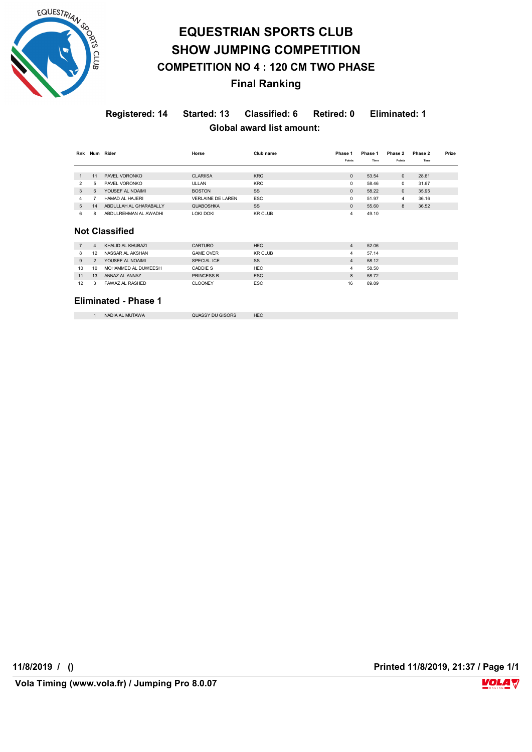# EQUESTRIAN SPORTS CLUB
# SHOW JUMPING COMPETITION
## COMPETITION NO 4 : 120 CM TWO PHASE
### Final Ranking

**Registered: 14 Started: 13 Classified: 6 Retired: 0 Eliminated: 1**

**Global award list amount:**

| Rnk | Num | Rider | Horse | Club name | Phase 1 Points | Phase 1 Time | Phase 2 Points | Phase 2 Time | Prize |
|---|---|---|---|---|---|---|---|---|---|
| 1 | 11 | PAVEL VORONKO | CLARIISA | KRC | 0 | 53.54 | 0 | 28.61 | |
| 2 | 5 | PAVEL VORONKO | ULLAN | KRC | 0 | 58.46 | 0 | 31.67 | |
| 3 | 6 | YOUSEF AL NOAIMI | BOSTON | SS | 0 | 58.22 | 0 | 35.95 | |
| 4 | 7 | HAMAD AL HAJERI | VERLAINE DE LAREN | ESC | 0 | 51.97 | 4 | 36.16 | |
| 5 | 14 | ABDULLAH AL GHARABALLY | QUABOSHKA | SS | 0 | 55.60 | 8 | 36.52 | |
| 6 | 8 | ABDULREHMAN AL AWADHI | LOKI DOKI | KR CLUB | 4 | 49.10 | | | |

### Not Classified

| Rnk | Num | Rider | Horse | Club name | Phase 1 Points | Phase 1 Time | Phase 2 Points | Phase 2 Time | Prize |
|---|---|---|---|---|---|---|---|---|---|
| 7 | 4 | KHALID AL KHUBAZI | CARTURO | HEC | 4 | 52.06 | | | |
| 8 | 12 | NASSAR AL AKSHAN | GAME OVER | KR CLUB | 4 | 57.14 | | | |
| 9 | 2 | YOUSEF AL NOAIMI | SPECIAL ICE | SS | 4 | 58.12 | | | |
| 10 | 10 | MOHAMMED AL DUWEESH | CADDIE S | HEC | 4 | 58.50 | | | |
| 11 | 13 | ANNAZ AL ANNAZ | PRINCESS B | ESC | 8 | 58.72 | | | |
| 12 | 3 | FAWAZ AL RASHED | CLOONEY | ESC | 16 | 89.89 | | | |

### Eliminated - Phase 1

| Rnk | Num | Rider | Horse | Club name |
|---|---|---|---|---|
| | 1 | NADIA AL MUTAWA | QUASSY DU GISORS | HEC |

11/8/2019 / () Printed 11/8/2019, 21:37 / Page 1/1

Vola Timing (www.vola.fr) / Jumping Pro 8.0.07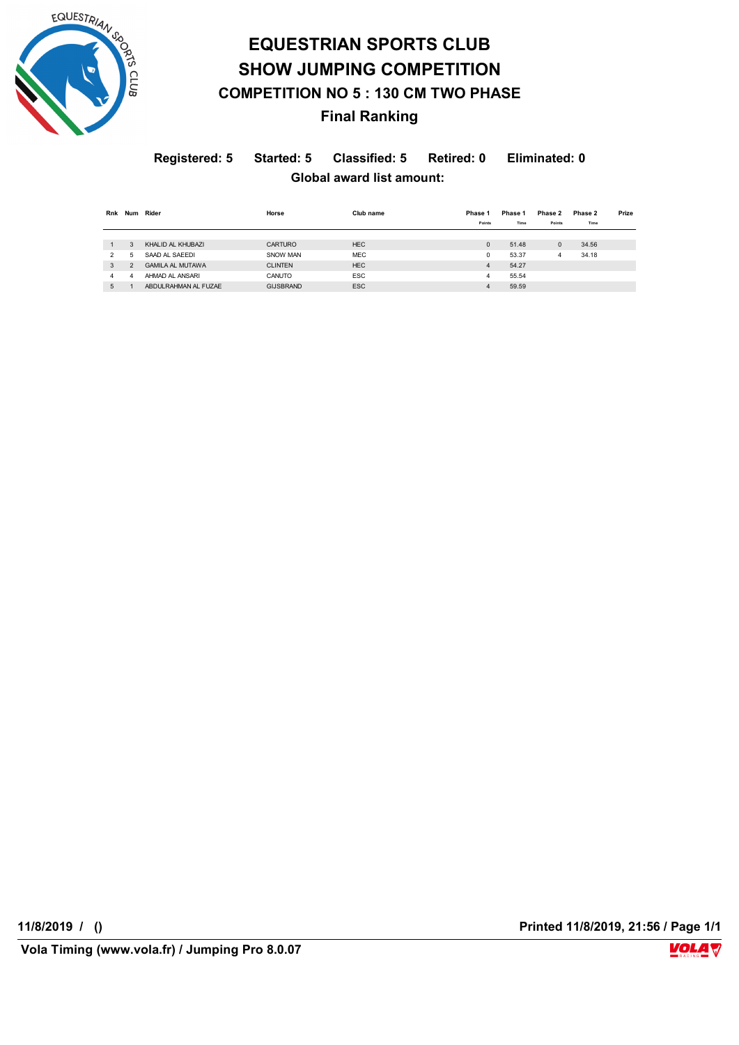# EQUESTRIAN SPORTS CLUB

## SHOW JUMPING COMPETITION

### COMPETITION NO 5 : 130 CM TWO PHASE

### Final Ranking

**Registered: 5 Started: 5 Classified: 5 Retired: 0 Eliminated: 0**

**Global award list amount:**

| Rnk | Num | Rider | Horse | Club name | Phase 1 Points | Phase 1 Time | Phase 2 Points | Phase 2 Time | Prize |
|---|---|---|---|---|---|---|---|---|---|
| 1 | 3 | KHALID AL KHUBAZI | CARTURO | HEC | 0 | 51.48 | 0 | 34.56 | |
| 2 | 5 | SAAD AL SAEEDI | SNOW MAN | MEC | 0 | 53.37 | 4 | 34.18 | |
| 3 | 2 | GAMILA AL MUTAWA | CLINTEN | HEC | 4 | 54.27 | | | |
| 4 | 4 | AHMAD AL ANSARI | CANUTO | ESC | 4 | 55.54 | | | |
| 5 | 1 | ABDULRAHMAN AL FUZAE | GIJSBRAND | ESC | 4 | 59.59 | | | |

11/8/2019 / () Printed 11/8/2019, 21:56

Vola Timing (www.vola.fr) / Jumping Pro 8.0.07